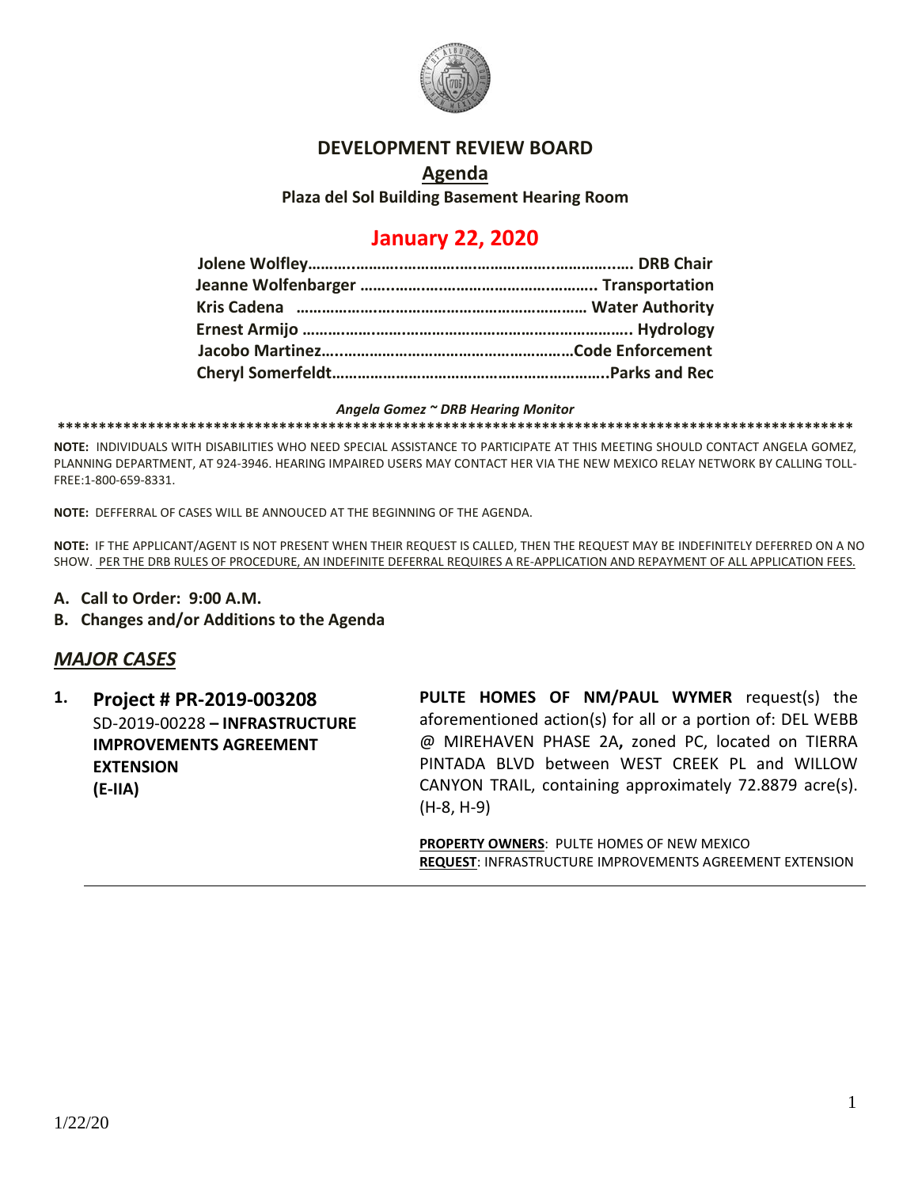# DEVELOPMENT REVIEW BOARD

## Agenda

**Plaza del Sol Building Basement Hearing Room**

## January 22, 2020

**Jolene Wolfley……………………………………………………………… DRB Chair**
**Jeanne Wolfenbarger ……………………………………………… Transportation**
**Kris Cadena ……………………………………………………………… Water Authority**
**Ernest Armijo ………………………………………………………………….. Hydrology**
**Jacobo Martinez………………………………………………………Code Enforcement**
**Cheryl Somerfeldt………………………………………………………………..Parks and Rec**

*Angela Gomez ~ DRB Hearing Monitor*

**NOTE:** INDIVIDUALS WITH DISABILITIES WHO NEED SPECIAL ASSISTANCE TO PARTICIPATE AT THIS MEETING SHOULD CONTACT ANGELA GOMEZ, PLANNING DEPARTMENT, AT 924-3946. HEARING IMPAIRED USERS MAY CONTACT HER VIA THE NEW MEXICO RELAY NETWORK BY CALLING TOLL-FREE:1-800-659-8331.

**NOTE:** DEFFERRAL OF CASES WILL BE ANNOUCED AT THE BEGINNING OF THE AGENDA.

**NOTE:** IF THE APPLICANT/AGENT IS NOT PRESENT WHEN THEIR REQUEST IS CALLED, THEN THE REQUEST MAY BE INDEFINITELY DEFERRED ON A NO SHOW. PER THE DRB RULES OF PROCEDURE, AN INDEFINITE DEFERRAL REQUIRES A RE-APPLICATION AND REPAYMENT OF ALL APPLICATION FEES.

**A. Call to Order: 9:00 A.M.**

**B. Changes and/or Additions to the Agenda**

## *MAJOR CASES*

**1. Project # PR-2019-003208**
SD-2019-00228 – **INFRASTRUCTURE IMPROVEMENTS AGREEMENT EXTENSION (E-IIA)**

**PULTE HOMES OF NM/PAUL WYMER** request(s) the aforementioned action(s) for all or a portion of: DEL WEBB @ MIREHAVEN PHASE 2A**,** zoned PC, located on TIERRA PINTADA BLVD between WEST CREEK PL and WILLOW CANYON TRAIL, containing approximately 72.8879 acre(s). (H-8, H-9)

**PROPERTY OWNERS**: PULTE HOMES OF NEW MEXICO
**REQUEST**: INFRASTRUCTURE IMPROVEMENTS AGREEMENT EXTENSION

1/22/20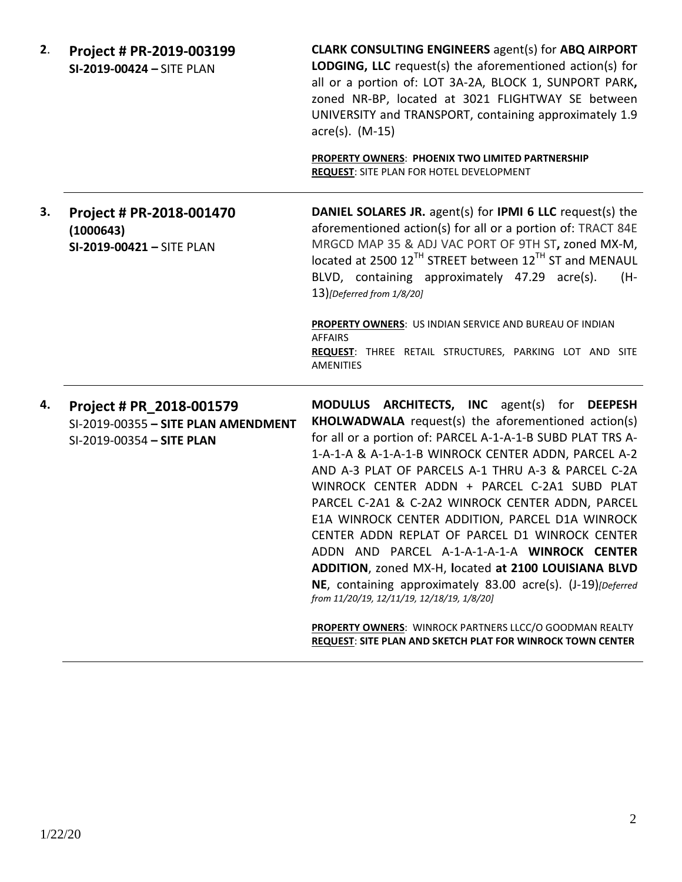**2**. **Project # PR-2019-003199**
**SI-2019-00424 –** SITE PLAN

**CLARK CONSULTING ENGINEERS** agent(s) for **ABQ AIRPORT LODGING, LLC** request(s) the aforementioned action(s) for all or a portion of: LOT 3A-2A, BLOCK 1, SUNPORT PARK**,** zoned NR-BP, located at 3021 FLIGHTWAY SE between UNIVERSITY and TRANSPORT, containing approximately 1.9 acre(s). (M-15)

**PROPERTY OWNERS**: **PHOENIX TWO LIMITED PARTNERSHIP**
**REQUEST**: SITE PLAN FOR HOTEL DEVELOPMENT

---

**3.** **Project # PR-2018-001470 (1000643)**
**SI-2019-00421 –** SITE PLAN

**DANIEL SOLARES JR.** agent(s) for **IPMI 6 LLC** request(s) the aforementioned action(s) for all or a portion of: TRACT 84E MRGCD MAP 35 & ADJ VAC PORT OF 9TH ST**,** zoned MX-M, located at 2500 12TH STREET between 12TH ST and MENAUL BLVD, containing approximately 47.29 acre(s). (H-13)*[Deferred from 1/8/20]*

**PROPERTY OWNERS**: US INDIAN SERVICE AND BUREAU OF INDIAN AFFAIRS
**REQUEST**: THREE RETAIL STRUCTURES, PARKING LOT AND SITE AMENITIES

---

**4.** **Project # PR_2018-001579**
SI-2019-00355 **– SITE PLAN AMENDMENT**
SI-2019-00354 **– SITE PLAN**

**MODULUS ARCHITECTS, INC** agent(s) for **DEEPESH KHOLWADWALA** request(s) the aforementioned action(s) for all or a portion of: PARCEL A-1-A-1-B SUBD PLAT TRS A-1-A-1-A & A-1-A-1-B WINROCK CENTER ADDN, PARCEL A-2 AND A-3 PLAT OF PARCELS A-1 THRU A-3 & PARCEL C-2A WINROCK CENTER ADDN + PARCEL C-2A1 SUBD PLAT PARCEL C-2A1 & C-2A2 WINROCK CENTER ADDN, PARCEL E1A WINROCK CENTER ADDITION, PARCEL D1A WINROCK CENTER ADDN REPLAT OF PARCEL D1 WINROCK CENTER ADDN AND PARCEL A-1-A-1-A-1-A **WINROCK CENTER ADDITION**, zoned MX-H, **l**ocated **at 2100 LOUISIANA BLVD NE**, containing approximately 83.00 acre(s). (J-19)*[Deferred from 11/20/19, 12/11/19, 12/18/19, 1/8/20]*

**PROPERTY OWNERS**: WINROCK PARTNERS LLCC/O GOODMAN REALTY
**REQUEST**: **SITE PLAN AND SKETCH PLAT FOR WINROCK TOWN CENTER**

---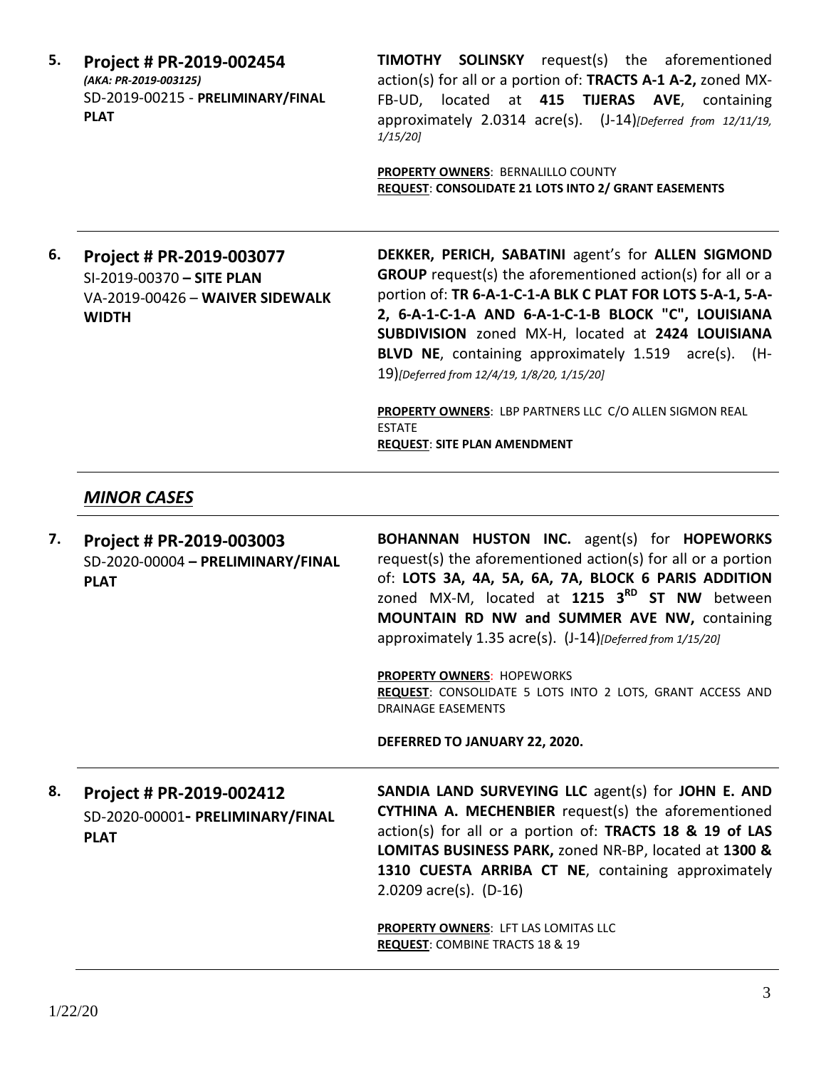**5. Project # PR-2019-002454**
*(AKA: PR-2019-003125)*
SD-2019-00215 - **PRELIMINARY/FINAL PLAT**

**TIMOTHY SOLINSKY** request(s) the aforementioned action(s) for all or a portion of: **TRACTS A-1 A-2,** zoned MX-FB-UD, located at **415 TIJERAS AVE**, containing approximately 2.0314 acre(s). (J-14)*[Deferred from 12/11/19, 1/15/20]*

**PROPERTY OWNERS**: BERNALILLO COUNTY
**REQUEST**: **CONSOLIDATE 21 LOTS INTO 2/ GRANT EASEMENTS**

---

**6. Project # PR-2019-003077**
SI-2019-00370 **– SITE PLAN**
VA-2019-00426 – **WAIVER SIDEWALK WIDTH**

**DEKKER, PERICH, SABATINI** agent's for **ALLEN SIGMOND GROUP** request(s) the aforementioned action(s) for all or a portion of: **TR 6-A-1-C-1-A BLK C PLAT FOR LOTS 5-A-1, 5-A-2, 6-A-1-C-1-A AND 6-A-1-C-1-B BLOCK "C", LOUISIANA SUBDIVISION** zoned MX-H, located at **2424 LOUISIANA BLVD NE**, containing approximately 1.519 acre(s). (H-19)*[Deferred from 12/4/19, 1/8/20, 1/15/20]*

**PROPERTY OWNERS**: LBP PARTNERS LLC C/O ALLEN SIGMON REAL ESTATE
**REQUEST**: **SITE PLAN AMENDMENT**

---

## ***MINOR CASES***

---

**7. Project # PR-2019-003003**
SD-2020-00004 **– PRELIMINARY/FINAL PLAT**

**BOHANNAN HUSTON INC.** agent(s) for **HOPEWORKS** request(s) the aforementioned action(s) for all or a portion of: **LOTS 3A, 4A, 5A, 6A, 7A, BLOCK 6 PARIS ADDITION** zoned MX-M, located at **1215 3RD ST NW** between **MOUNTAIN RD NW and SUMMER AVE NW,** containing approximately 1.35 acre(s). (J-14)*[Deferred from 1/15/20]*

**PROPERTY OWNERS**: HOPEWORKS
**REQUEST**: CONSOLIDATE 5 LOTS INTO 2 LOTS, GRANT ACCESS AND DRAINAGE EASEMENTS

**DEFERRED TO JANUARY 22, 2020.**

---

**8. Project # PR-2019-002412**
SD-2020-00001**- PRELIMINARY/FINAL PLAT**

**SANDIA LAND SURVEYING LLC** agent(s) for **JOHN E. AND CYTHINA A. MECHENBIER** request(s) the aforementioned action(s) for all or a portion of: **TRACTS 18 & 19 of LAS LOMITAS BUSINESS PARK,** zoned NR-BP, located at **1300 & 1310 CUESTA ARRIBA CT NE**, containing approximately 2.0209 acre(s). (D-16)

**PROPERTY OWNERS**: LFT LAS LOMITAS LLC
**REQUEST**: COMBINE TRACTS 18 & 19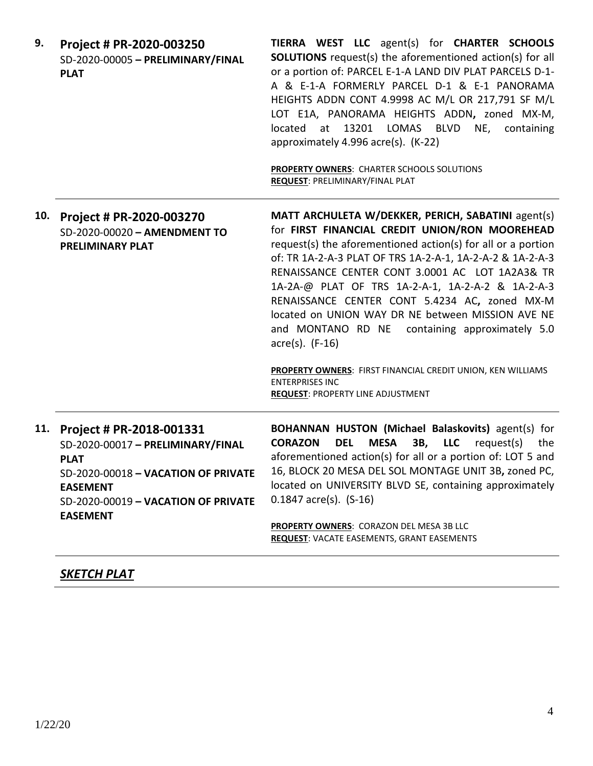| | | |
|---|---|---|
| **9.** | **Project # PR-2020-003250**<br>SD-2020-00005 **– PRELIMINARY/FINAL PLAT** | **TIERRA WEST LLC** agent(s) for **CHARTER SCHOOLS SOLUTIONS** request(s) the aforementioned action(s) for all or a portion of: PARCEL E-1-A LAND DIV PLAT PARCELS D-1-A & E-1-A FORMERLY PARCEL D-1 & E-1 PANORAMA HEIGHTS ADDN CONT 4.9998 AC M/L OR 217,791 SF M/L LOT E1A, PANORAMA HEIGHTS ADDN**,** zoned MX-M, located at 13201 LOMAS BLVD NE, containing approximately 4.996 acre(s). (K-22)<br><br>**PROPERTY OWNERS**: CHARTER SCHOOLS SOLUTIONS<br>**REQUEST**: PRELIMINARY/FINAL PLAT |
| **10.** | **Project # PR-2020-003270**<br>SD-2020-00020 **– AMENDMENT TO PRELIMINARY PLAT** | **MATT ARCHULETA W/DEKKER, PERICH, SABATINI** agent(s) for **FIRST FINANCIAL CREDIT UNION/RON MOOREHEAD** request(s) the aforementioned action(s) for all or a portion of: TR 1A-2-A-3 PLAT OF TRS 1A-2-A-1, 1A-2-A-2 & 1A-2-A-3 RENAISSANCE CENTER CONT 3.0001 AC LOT 1A2A3& TR 1A-2A-@ PLAT OF TRS 1A-2-A-1, 1A-2-A-2 & 1A-2-A-3 RENAISSANCE CENTER CONT 5.4234 AC**,** zoned MX-M located on UNION WAY DR NE between MISSION AVE NE and MONTANO RD NE containing approximately 5.0 acre(s). (F-16)<br><br>**PROPERTY OWNERS**: FIRST FINANCIAL CREDIT UNION, KEN WILLIAMS ENTERPRISES INC<br>**REQUEST**: PROPERTY LINE ADJUSTMENT |
| **11.** | **Project # PR-2018-001331**<br>SD-2020-00017 **– PRELIMINARY/FINAL PLAT**<br>SD-2020-00018 **– VACATION OF PRIVATE EASEMENT**<br>SD-2020-00019 **– VACATION OF PRIVATE EASEMENT** | **BOHANNAN HUSTON (Michael Balaskovits)** agent(s) for **CORAZON DEL MESA 3B, LLC** request(s) the aforementioned action(s) for all or a portion of: LOT 5 and 16, BLOCK 20 MESA DEL SOL MONTAGE UNIT 3B**,** zoned PC, located on UNIVERSITY BLVD SE, containing approximately 0.1847 acre(s). (S-16)<br><br>**PROPERTY OWNERS**: CORAZON DEL MESA 3B LLC<br>**REQUEST**: VACATE EASEMENTS, GRANT EASEMENTS |

## ***SKETCH PLAT***

1/22/20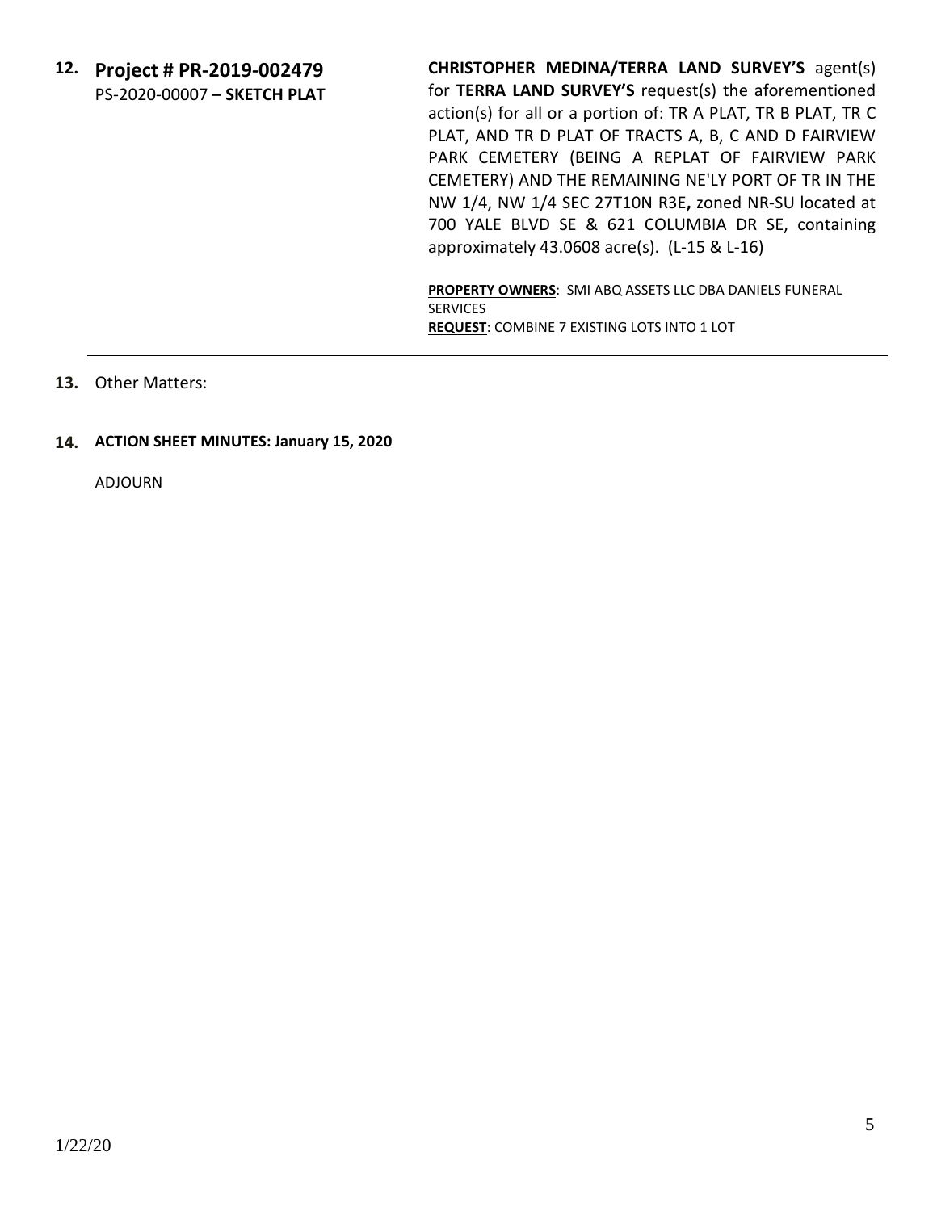**12. Project # PR-2019-002479**
PS-2020-00007 **– SKETCH PLAT**

**CHRISTOPHER MEDINA/TERRA LAND SURVEY'S** agent(s) for **TERRA LAND SURVEY'S** request(s) the aforementioned action(s) for all or a portion of: TR A PLAT, TR B PLAT, TR C PLAT, AND TR D PLAT OF TRACTS A, B, C AND D FAIRVIEW PARK CEMETERY (BEING A REPLAT OF FAIRVIEW PARK CEMETERY) AND THE REMAINING NE'LY PORT OF TR IN THE NW 1/4, NW 1/4 SEC 27T10N R3E**,** zoned NR-SU located at 700 YALE BLVD SE & 621 COLUMBIA DR SE, containing approximately 43.0608 acre(s). (L-15 & L-16)

**PROPERTY OWNERS**: SMI ABQ ASSETS LLC DBA DANIELS FUNERAL SERVICES
**REQUEST**: COMBINE 7 EXISTING LOTS INTO 1 LOT

---

**13.** Other Matters:

**14. ACTION SHEET MINUTES: January 15, 2020**

ADJOURN

1/22/20